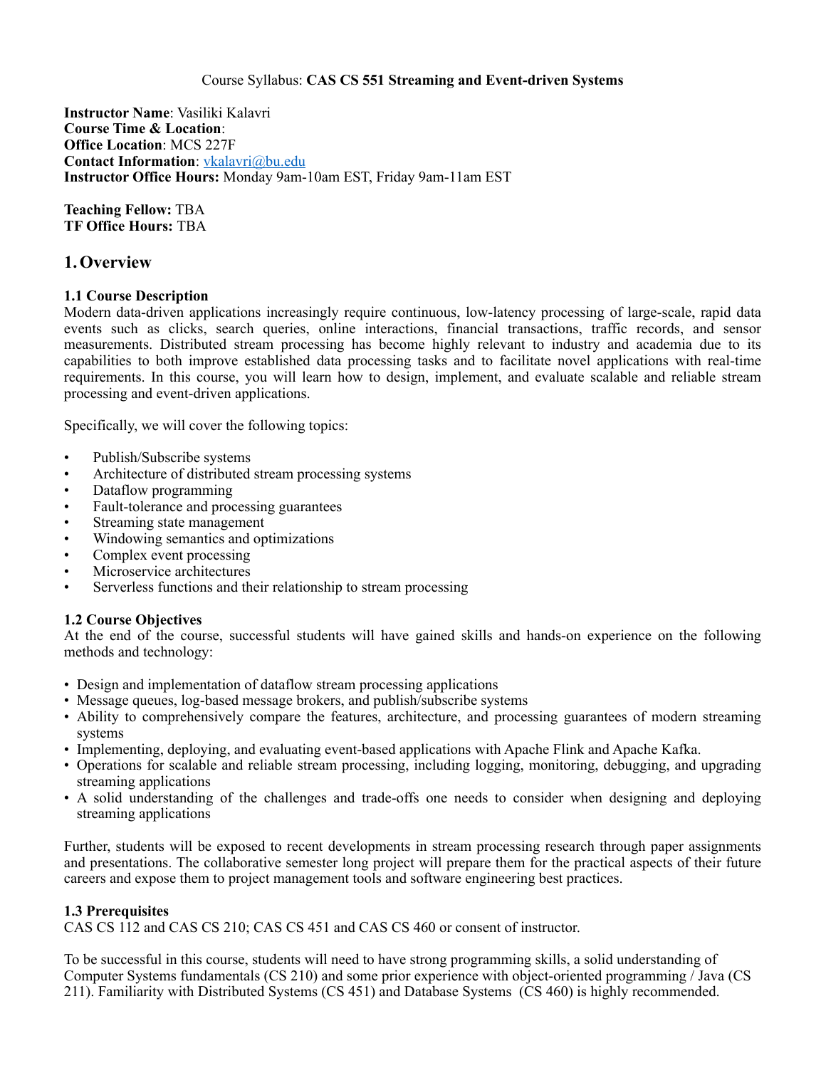Course Syllabus: **CAS CS 551 Streaming and Event-driven Systems**

**Instructor Name**: Vasiliki Kalavri
**Course Time & Location**:
**Office Location**: MCS 227F
**Contact Information**: vkalavri@bu.edu
**Instructor Office Hours:** Monday 9am-10am EST, Friday 9am-11am EST

**Teaching Fellow:** TBA
**TF Office Hours:** TBA

## 1. Overview

### 1.1 Course Description

Modern data-driven applications increasingly require continuous, low-latency processing of large-scale, rapid data events such as clicks, search queries, online interactions, financial transactions, traffic records, and sensor measurements. Distributed stream processing has become highly relevant to industry and academia due to its capabilities to both improve established data processing tasks and to facilitate novel applications with real-time requirements. In this course, you will learn how to design, implement, and evaluate scalable and reliable stream processing and event-driven applications.

Specifically, we will cover the following topics:

- Publish/Subscribe systems
- Architecture of distributed stream processing systems
- Dataflow programming
- Fault-tolerance and processing guarantees
- Streaming state management
- Windowing semantics and optimizations
- Complex event processing
- Microservice architectures
- Serverless functions and their relationship to stream processing

### 1.2 Course Objectives

At the end of the course, successful students will have gained skills and hands-on experience on the following methods and technology:

- Design and implementation of dataflow stream processing applications
- Message queues, log-based message brokers, and publish/subscribe systems
- Ability to comprehensively compare the features, architecture, and processing guarantees of modern streaming systems
- Implementing, deploying, and evaluating event-based applications with Apache Flink and Apache Kafka.
- Operations for scalable and reliable stream processing, including logging, monitoring, debugging, and upgrading streaming applications
- A solid understanding of the challenges and trade-offs one needs to consider when designing and deploying streaming applications

Further, students will be exposed to recent developments in stream processing research through paper assignments and presentations. The collaborative semester long project will prepare them for the practical aspects of their future careers and expose them to project management tools and software engineering best practices.

### 1.3 Prerequisites

CAS CS 112 and CAS CS 210; CAS CS 451 and CAS CS 460 or consent of instructor.

To be successful in this course, students will need to have strong programming skills, a solid understanding of Computer Systems fundamentals (CS 210) and some prior experience with object-oriented programming / Java (CS 211). Familiarity with Distributed Systems (CS 451) and Database Systems (CS 460) is highly recommended.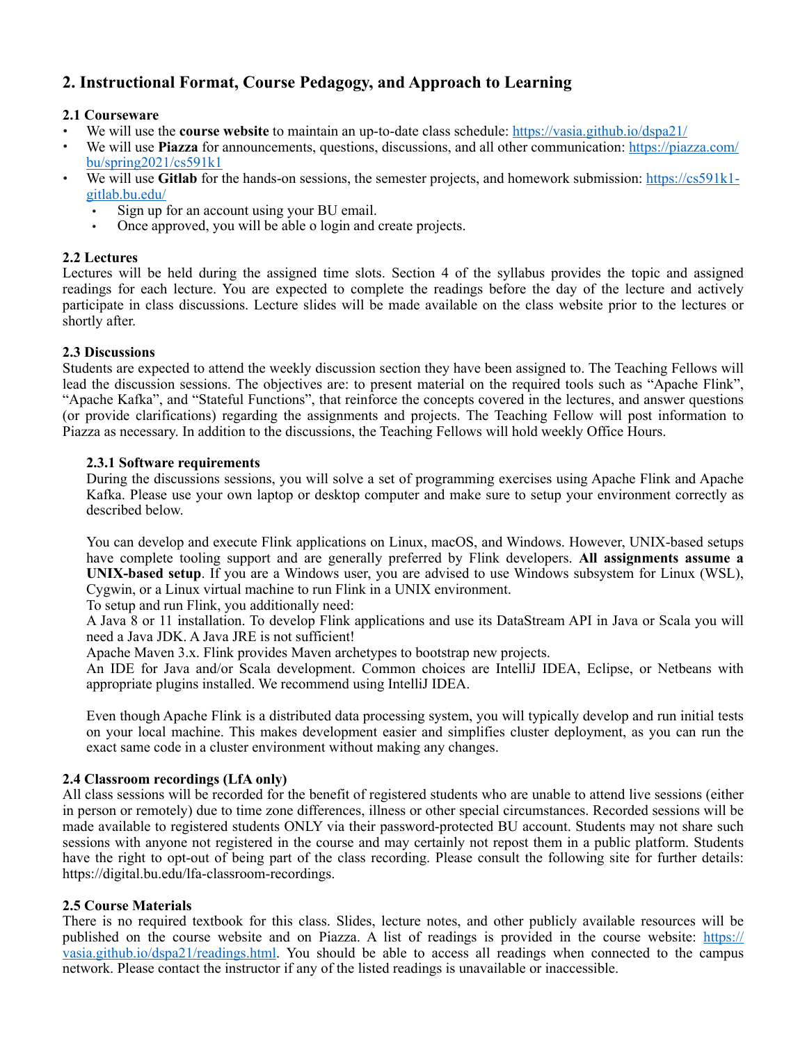## 2. Instructional Format, Course Pedagogy, and Approach to Learning

### 2.1 Courseware

- We will use the **course website** to maintain an up-to-date class schedule: https://vasia.github.io/dspa21/
- We will use **Piazza** for announcements, questions, discussions, and all other communication: https://piazza.com/bu/spring2021/cs591k1
- We will use **Gitlab** for the hands-on sessions, the semester projects, and homework submission: https://cs591k1-gitlab.bu.edu/
  - Sign up for an account using your BU email.
  - Once approved, you will be able o login and create projects.

### 2.2 Lectures

Lectures will be held during the assigned time slots. Section 4 of the syllabus provides the topic and assigned readings for each lecture. You are expected to complete the readings before the day of the lecture and actively participate in class discussions. Lecture slides will be made available on the class website prior to the lectures or shortly after.

### 2.3 Discussions

Students are expected to attend the weekly discussion section they have been assigned to. The Teaching Fellows will lead the discussion sessions. The objectives are: to present material on the required tools such as "Apache Flink", "Apache Kafka", and "Stateful Functions", that reinforce the concepts covered in the lectures, and answer questions (or provide clarifications) regarding the assignments and projects. The Teaching Fellow will post information to Piazza as necessary. In addition to the discussions, the Teaching Fellows will hold weekly Office Hours.

#### 2.3.1 Software requirements

During the discussions sessions, you will solve a set of programming exercises using Apache Flink and Apache Kafka. Please use your own laptop or desktop computer and make sure to setup your environment correctly as described below.

You can develop and execute Flink applications on Linux, macOS, and Windows. However, UNIX-based setups have complete tooling support and are generally preferred by Flink developers. **All assignments assume a UNIX-based setup**. If you are a Windows user, you are advised to use Windows subsystem for Linux (WSL), Cygwin, or a Linux virtual machine to run Flink in a UNIX environment.

To setup and run Flink, you additionally need:

A Java 8 or 11 installation. To develop Flink applications and use its DataStream API in Java or Scala you will need a Java JDK. A Java JRE is not sufficient!

Apache Maven 3.x. Flink provides Maven archetypes to bootstrap new projects.

An IDE for Java and/or Scala development. Common choices are IntelliJ IDEA, Eclipse, or Netbeans with appropriate plugins installed. We recommend using IntelliJ IDEA.

Even though Apache Flink is a distributed data processing system, you will typically develop and run initial tests on your local machine. This makes development easier and simplifies cluster deployment, as you can run the exact same code in a cluster environment without making any changes.

### 2.4 Classroom recordings (LfA only)

All class sessions will be recorded for the benefit of registered students who are unable to attend live sessions (either in person or remotely) due to time zone differences, illness or other special circumstances. Recorded sessions will be made available to registered students ONLY via their password-protected BU account. Students may not share such sessions with anyone not registered in the course and may certainly not repost them in a public platform. Students have the right to opt-out of being part of the class recording. Please consult the following site for further details: https://digital.bu.edu/lfa-classroom-recordings.

### 2.5 Course Materials

There is no required textbook for this class. Slides, lecture notes, and other publicly available resources will be published on the course website and on Piazza. A list of readings is provided in the course website: https://vasia.github.io/dspa21/readings.html. You should be able to access all readings when connected to the campus network. Please contact the instructor if any of the listed readings is unavailable or inaccessible.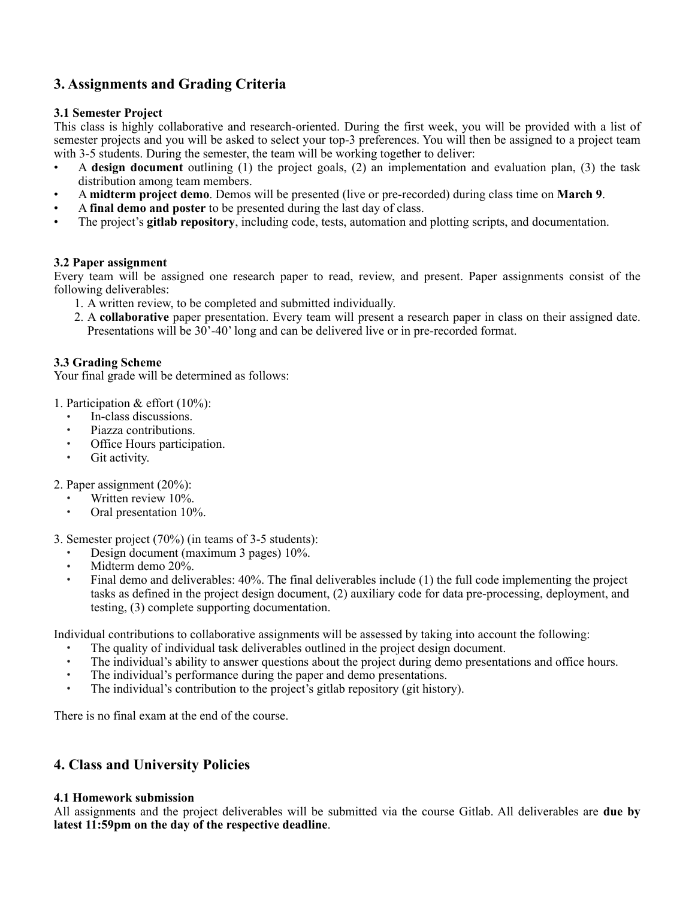## 3. Assignments and Grading Criteria

### 3.1 Semester Project

This class is highly collaborative and research-oriented. During the first week, you will be provided with a list of semester projects and you will be asked to select your top-3 preferences. You will then be assigned to a project team with 3-5 students. During the semester, the team will be working together to deliver:

- A **design document** outlining (1) the project goals, (2) an implementation and evaluation plan, (3) the task distribution among team members.
- A **midterm project demo**. Demos will be presented (live or pre-recorded) during class time on **March 9**.
- A **final demo and poster** to be presented during the last day of class.
- The project's **gitlab repository**, including code, tests, automation and plotting scripts, and documentation.

### 3.2 Paper assignment

Every team will be assigned one research paper to read, review, and present. Paper assignments consist of the following deliverables:

1. A written review, to be completed and submitted individually.
2. A **collaborative** paper presentation. Every team will present a research paper in class on their assigned date. Presentations will be 30'-40' long and can be delivered live or in pre-recorded format.

### 3.3 Grading Scheme

Your final grade will be determined as follows:

1. Participation & effort (10%):
   - In-class discussions.
   - Piazza contributions.
   - Office Hours participation.
   - Git activity.

2. Paper assignment (20%):
   - Written review 10%.
   - Oral presentation 10%.

3. Semester project (70%) (in teams of 3-5 students):
   - Design document (maximum 3 pages) 10%.
   - Midterm demo 20%.
   - Final demo and deliverables: 40%. The final deliverables include (1) the full code implementing the project tasks as defined in the project design document, (2) auxiliary code for data pre-processing, deployment, and testing, (3) complete supporting documentation.

Individual contributions to collaborative assignments will be assessed by taking into account the following:

- The quality of individual task deliverables outlined in the project design document.
- The individual's ability to answer questions about the project during demo presentations and office hours.
- The individual's performance during the paper and demo presentations.
- The individual's contribution to the project's gitlab repository (git history).

There is no final exam at the end of the course.

## 4. Class and University Policies

### 4.1 Homework submission

All assignments and the project deliverables will be submitted via the course Gitlab. All deliverables are **due by latest 11:59pm on the day of the respective deadline**.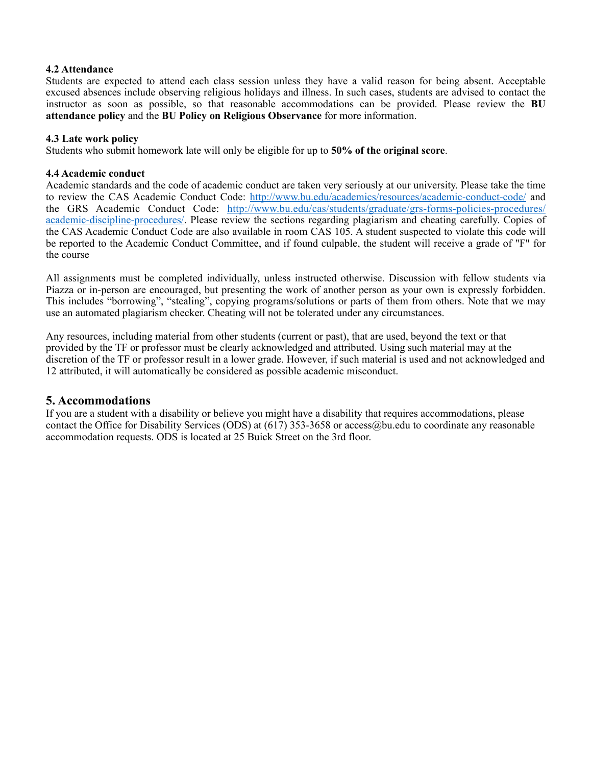### 4.2 Attendance

Students are expected to attend each class session unless they have a valid reason for being absent. Acceptable excused absences include observing religious holidays and illness. In such cases, students are advised to contact the instructor as soon as possible, so that reasonable accommodations can be provided. Please review the **BU attendance policy** and the **BU Policy on Religious Observance** for more information.

### 4.3 Late work policy

Students who submit homework late will only be eligible for up to **50% of the original score**.

### 4.4 Academic conduct

Academic standards and the code of academic conduct are taken very seriously at our university. Please take the time to review the CAS Academic Conduct Code: http://www.bu.edu/academics/resources/academic-conduct-code/ and the GRS Academic Conduct Code: http://www.bu.edu/cas/students/graduate/grs-forms-policies-procedures/academic-discipline-procedures/. Please review the sections regarding plagiarism and cheating carefully. Copies of the CAS Academic Conduct Code are also available in room CAS 105. A student suspected to violate this code will be reported to the Academic Conduct Committee, and if found culpable, the student will receive a grade of "F" for the course

All assignments must be completed individually, unless instructed otherwise. Discussion with fellow students via Piazza or in-person are encouraged, but presenting the work of another person as your own is expressly forbidden. This includes “borrowing”, “stealing”, copying programs/solutions or parts of them from others. Note that we may use an automated plagiarism checker. Cheating will not be tolerated under any circumstances.

Any resources, including material from other students (current or past), that are used, beyond the text or that provided by the TF or professor must be clearly acknowledged and attributed. Using such material may at the discretion of the TF or professor result in a lower grade. However, if such material is used and not acknowledged and 12 attributed, it will automatically be considered as possible academic misconduct.

## 5. Accommodations

If you are a student with a disability or believe you might have a disability that requires accommodations, please contact the Office for Disability Services (ODS) at (617) 353-3658 or access@bu.edu to coordinate any reasonable accommodation requests. ODS is located at 25 Buick Street on the 3rd floor.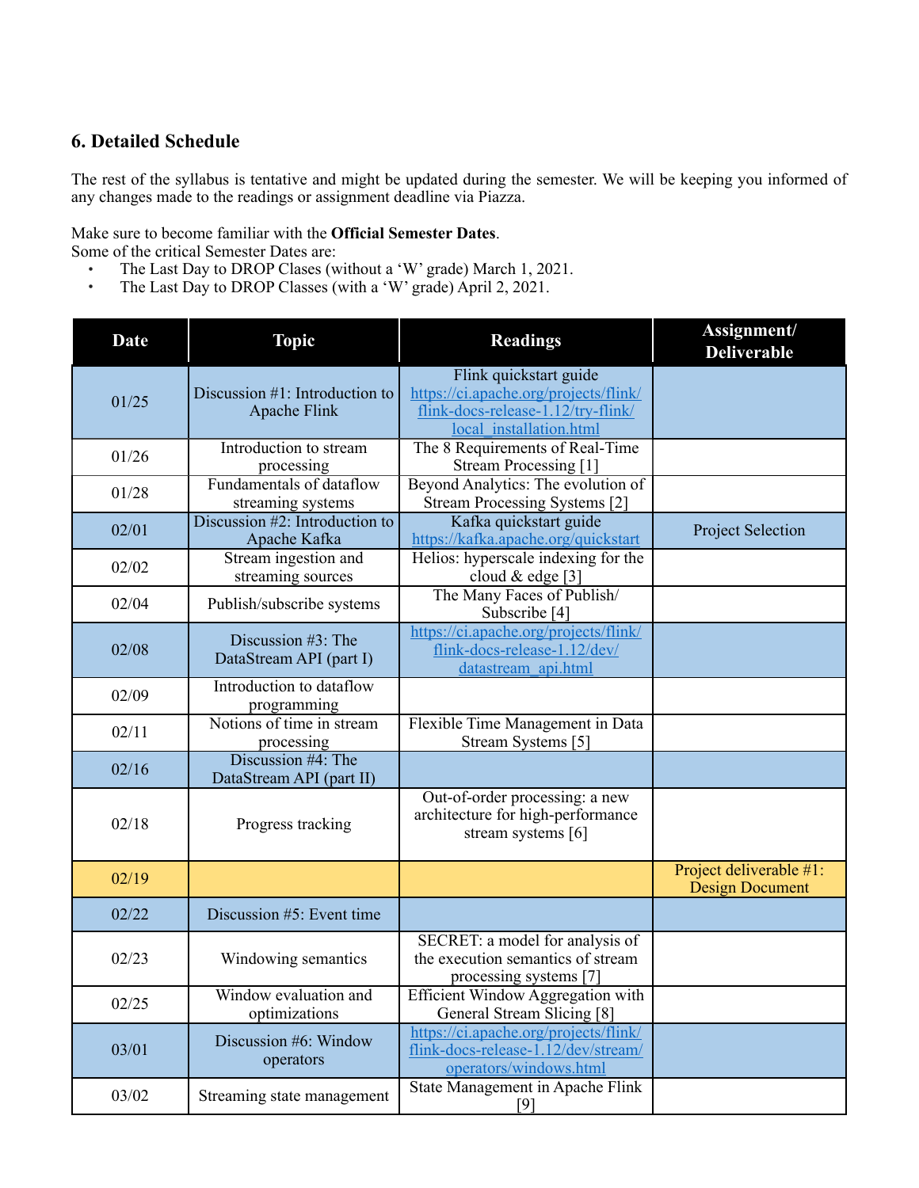## 6. Detailed Schedule

The rest of the syllabus is tentative and might be updated during the semester. We will be keeping you informed of any changes made to the readings or assignment deadline via Piazza.

Make sure to become familiar with the **Official Semester Dates**.
Some of the critical Semester Dates are:

- The Last Day to DROP Clases (without a 'W' grade) March 1, 2021.
- The Last Day to DROP Classes (with a 'W' grade) April 2, 2021.

| Date | Topic | Readings | Assignment/ Deliverable |
| --- | --- | --- | --- |
| 01/25 | Discussion #1: Introduction to Apache Flink | Flink quickstart guide https://ci.apache.org/projects/flink/flink-docs-release-1.12/try-flink/local_installation.html | |
| 01/26 | Introduction to stream processing | The 8 Requirements of Real-Time Stream Processing [1] | |
| 01/28 | Fundamentals of dataflow streaming systems | Beyond Analytics: The evolution of Stream Processing Systems [2] | |
| 02/01 | Discussion #2: Introduction to Apache Kafka | Kafka quickstart guide https://kafka.apache.org/quickstart | Project Selection |
| 02/02 | Stream ingestion and streaming sources | Helios: hyperscale indexing for the cloud & edge [3] | |
| 02/04 | Publish/subscribe systems | The Many Faces of Publish/Subscribe [4] | |
| 02/08 | Discussion #3: The DataStream API (part I) | https://ci.apache.org/projects/flink/flink-docs-release-1.12/dev/datastream_api.html | |
| 02/09 | Introduction to dataflow programming | | |
| 02/11 | Notions of time in stream processing | Flexible Time Management in Data Stream Systems [5] | |
| 02/16 | Discussion #4: The DataStream API (part II) | | |
| 02/18 | Progress tracking | Out-of-order processing: a new architecture for high-performance stream systems [6] | |
| 02/19 | | | Project deliverable #1: Design Document |
| 02/22 | Discussion #5: Event time | | |
| 02/23 | Windowing semantics | SECRET: a model for analysis of the execution semantics of stream processing systems [7] | |
| 02/25 | Window evaluation and optimizations | Efficient Window Aggregation with General Stream Slicing [8] | |
| 03/01 | Discussion #6: Window operators | https://ci.apache.org/projects/flink/flink-docs-release-1.12/dev/stream/operators/windows.html | |
| 03/02 | Streaming state management | State Management in Apache Flink [9] | |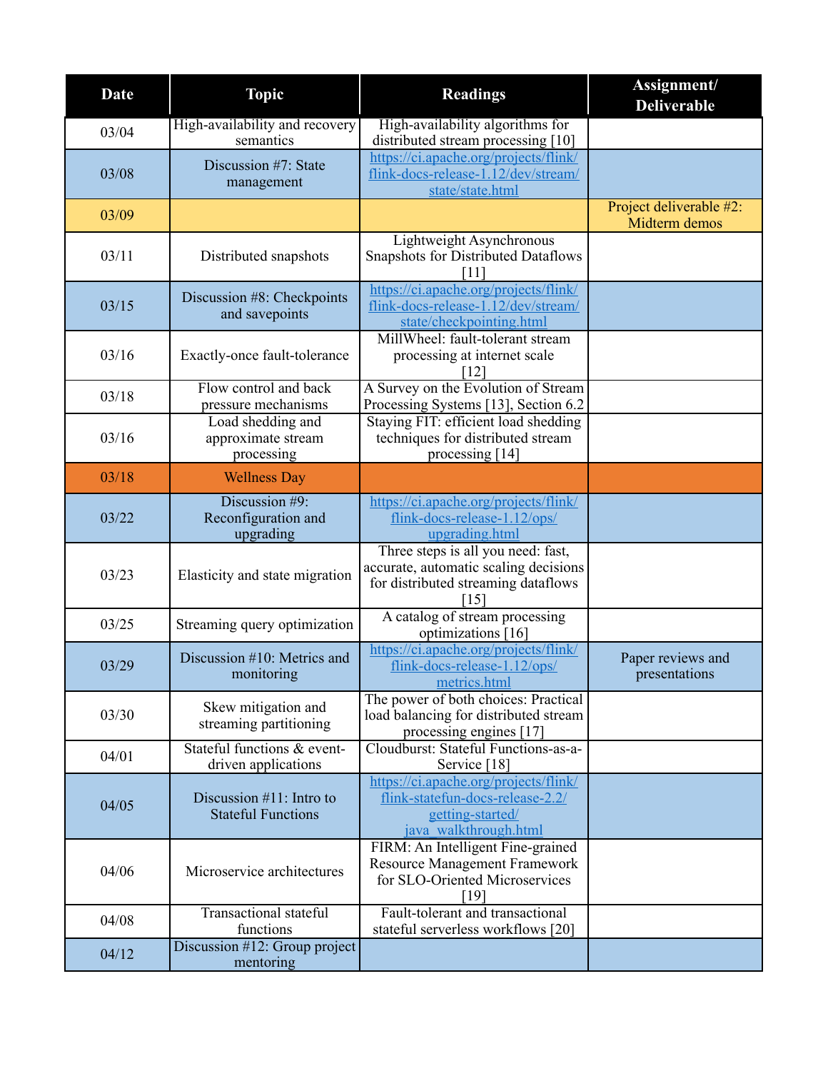| Date | Topic | Readings | Assignment/ Deliverable |
|---|---|---|---|
| 03/04 | High-availability and recovery semantics | High-availability algorithms for distributed stream processing [10] | |
| 03/08 | Discussion #7: State management | https://ci.apache.org/projects/flink/flink-docs-release-1.12/dev/stream/state/state.html | |
| 03/09 | | | Project deliverable #2: Midterm demos |
| 03/11 | Distributed snapshots | Lightweight Asynchronous Snapshots for Distributed Dataflows [11] | |
| 03/15 | Discussion #8: Checkpoints and savepoints | https://ci.apache.org/projects/flink/flink-docs-release-1.12/dev/stream/state/checkpointing.html | |
| 03/16 | Exactly-once fault-tolerance | MillWheel: fault-tolerant stream processing at internet scale [12] | |
| 03/18 | Flow control and back pressure mechanisms | A Survey on the Evolution of Stream Processing Systems [13], Section 6.2 | |
| 03/16 | Load shedding and approximate stream processing | Staying FIT: efficient load shedding techniques for distributed stream processing [14] | |
| 03/18 | Wellness Day | | |
| 03/22 | Discussion #9: Reconfiguration and upgrading | https://ci.apache.org/projects/flink/flink-docs-release-1.12/ops/upgrading.html | |
| 03/23 | Elasticity and state migration | Three steps is all you need: fast, accurate, automatic scaling decisions for distributed streaming dataflows [15] | |
| 03/25 | Streaming query optimization | A catalog of stream processing optimizations [16] | |
| 03/29 | Discussion #10: Metrics and monitoring | https://ci.apache.org/projects/flink/flink-docs-release-1.12/ops/metrics.html | Paper reviews and presentations |
| 03/30 | Skew mitigation and streaming partitioning | The power of both choices: Practical load balancing for distributed stream processing engines [17] | |
| 04/01 | Stateful functions & event-driven applications | Cloudburst: Stateful Functions-as-a-Service [18] | |
| 04/05 | Discussion #11: Intro to Stateful Functions | https://ci.apache.org/projects/flink/flink-statefun-docs-release-2.2/getting-started/java_walkthrough.html | |
| 04/06 | Microservice architectures | FIRM: An Intelligent Fine-grained Resource Management Framework for SLO-Oriented Microservices [19] | |
| 04/08 | Transactional stateful functions | Fault-tolerant and transactional stateful serverless workflows [20] | |
| 04/12 | Discussion #12: Group project mentoring | | |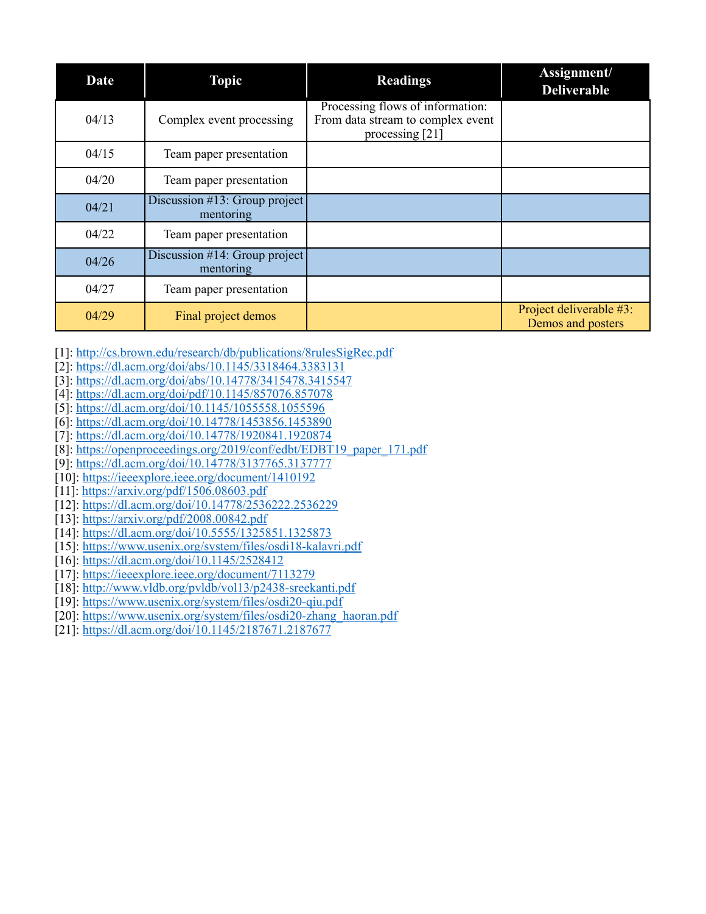| Date | Topic | Readings | Assignment/ Deliverable |
| --- | --- | --- | --- |
| 04/13 | Complex event processing | Processing flows of information: From data stream to complex event processing [21] | |
| 04/15 | Team paper presentation | | |
| 04/20 | Team paper presentation | | |
| 04/21 | Discussion #13: Group project mentoring | | |
| 04/22 | Team paper presentation | | |
| 04/26 | Discussion #14: Group project mentoring | | |
| 04/27 | Team paper presentation | | |
| 04/29 | Final project demos | | Project deliverable #3: Demos and posters |

[1]: http://cs.brown.edu/research/db/publications/8rulesSigRec.pdf
[2]: https://dl.acm.org/doi/abs/10.1145/3318464.3383131
[3]: https://dl.acm.org/doi/abs/10.14778/3415478.3415547
[4]: https://dl.acm.org/doi/pdf/10.1145/857076.857078
[5]: https://dl.acm.org/doi/10.1145/1055558.1055596
[6]: https://dl.acm.org/doi/10.14778/1453856.1453890
[7]: https://dl.acm.org/doi/10.14778/1920841.1920874
[8]: https://openproceedings.org/2019/conf/edbt/EDBT19_paper_171.pdf
[9]: https://dl.acm.org/doi/10.14778/3137765.3137777
[10]: https://ieeexplore.ieee.org/document/1410192
[11]: https://arxiv.org/pdf/1506.08603.pdf
[12]: https://dl.acm.org/doi/10.14778/2536222.2536229
[13]: https://arxiv.org/pdf/2008.00842.pdf
[14]: https://dl.acm.org/doi/10.5555/1325851.1325873
[15]: https://www.usenix.org/system/files/osdi18-kalavri.pdf
[16]: https://dl.acm.org/doi/10.1145/2528412
[17]: https://ieeexplore.ieee.org/document/7113279
[18]: http://www.vldb.org/pvldb/vol13/p2438-sreekanti.pdf
[19]: https://www.usenix.org/system/files/osdi20-qiu.pdf
[20]: https://www.usenix.org/system/files/osdi20-zhang_haoran.pdf
[21]: https://dl.acm.org/doi/10.1145/2187671.2187677